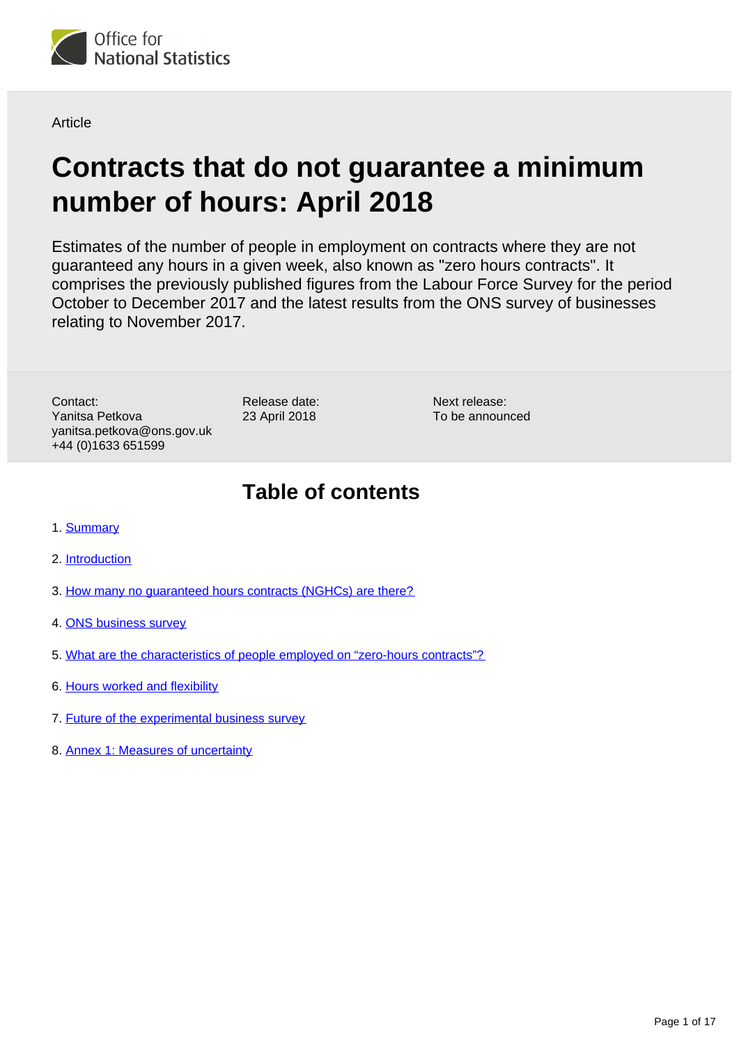Office for National Statistics

Article

# Contracts that do not guarantee a minimum number of hours: April 2018

Estimates of the number of people in employment on contracts where they are not guaranteed any hours in a given week, also known as "zero hours contracts". It comprises the previously published figures from the Labour Force Survey for the period October to December 2017 and the latest results from the ONS survey of businesses relating to November 2017.

Contact:
Yanitsa Petkova
yanitsa.petkova@ons.gov.uk
+44 (0)1633 651599

Release date:
23 April 2018

Next release:
To be announced

## Table of contents

1. Summary
2. Introduction
3. How many no guaranteed hours contracts (NGHCs) are there?
4. ONS business survey
5. What are the characteristics of people employed on "zero-hours contracts"?
6. Hours worked and flexibility
7. Future of the experimental business survey
8. Annex 1: Measures of uncertainty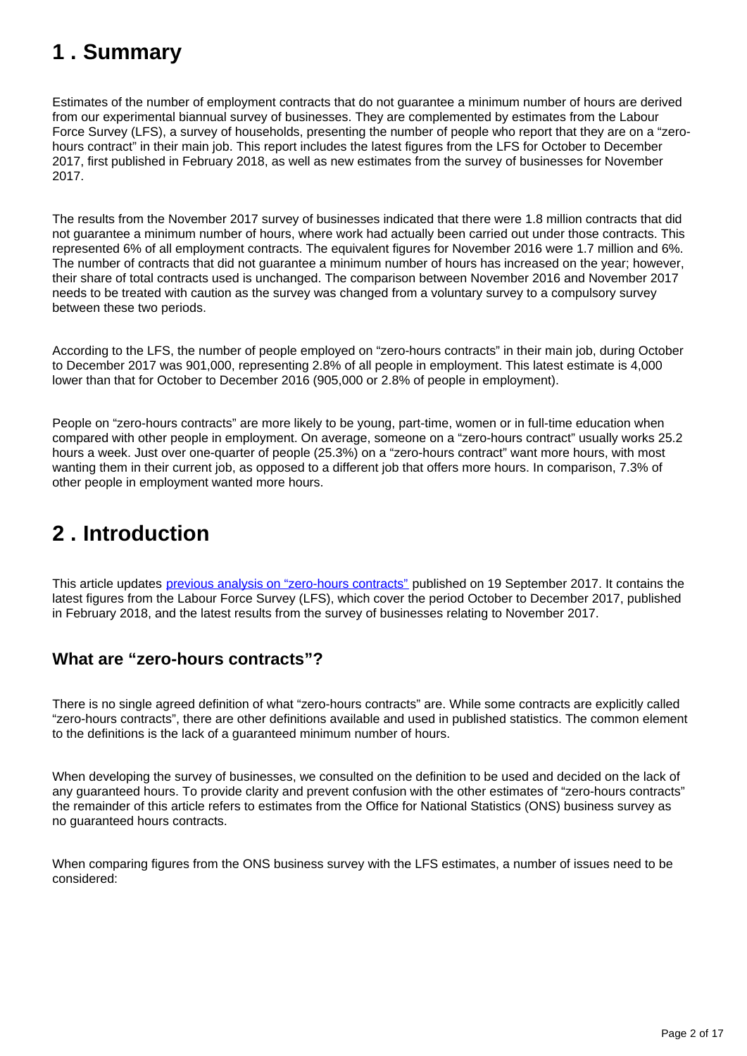## 1 . Summary

Estimates of the number of employment contracts that do not guarantee a minimum number of hours are derived from our experimental biannual survey of businesses. They are complemented by estimates from the Labour Force Survey (LFS), a survey of households, presenting the number of people who report that they are on a "zero-hours contract" in their main job. This report includes the latest figures from the LFS for October to December 2017, first published in February 2018, as well as new estimates from the survey of businesses for November 2017.

The results from the November 2017 survey of businesses indicated that there were 1.8 million contracts that did not guarantee a minimum number of hours, where work had actually been carried out under those contracts. This represented 6% of all employment contracts. The equivalent figures for November 2016 were 1.7 million and 6%. The number of contracts that did not guarantee a minimum number of hours has increased on the year; however, their share of total contracts used is unchanged. The comparison between November 2016 and November 2017 needs to be treated with caution as the survey was changed from a voluntary survey to a compulsory survey between these two periods.

According to the LFS, the number of people employed on "zero-hours contracts" in their main job, during October to December 2017 was 901,000, representing 2.8% of all people in employment. This latest estimate is 4,000 lower than that for October to December 2016 (905,000 or 2.8% of people in employment).

People on "zero-hours contracts" are more likely to be young, part-time, women or in full-time education when compared with other people in employment. On average, someone on a "zero-hours contract" usually works 25.2 hours a week. Just over one-quarter of people (25.3%) on a "zero-hours contract" want more hours, with most wanting them in their current job, as opposed to a different job that offers more hours. In comparison, 7.3% of other people in employment wanted more hours.

## 2 . Introduction

This article updates previous analysis on "zero-hours contracts" published on 19 September 2017. It contains the latest figures from the Labour Force Survey (LFS), which cover the period October to December 2017, published in February 2018, and the latest results from the survey of businesses relating to November 2017.

### What are "zero-hours contracts"?

There is no single agreed definition of what "zero-hours contracts" are. While some contracts are explicitly called "zero-hours contracts", there are other definitions available and used in published statistics. The common element to the definitions is the lack of a guaranteed minimum number of hours.

When developing the survey of businesses, we consulted on the definition to be used and decided on the lack of any guaranteed hours. To provide clarity and prevent confusion with the other estimates of "zero-hours contracts" the remainder of this article refers to estimates from the Office for National Statistics (ONS) business survey as no guaranteed hours contracts.

When comparing figures from the ONS business survey with the LFS estimates, a number of issues need to be considered: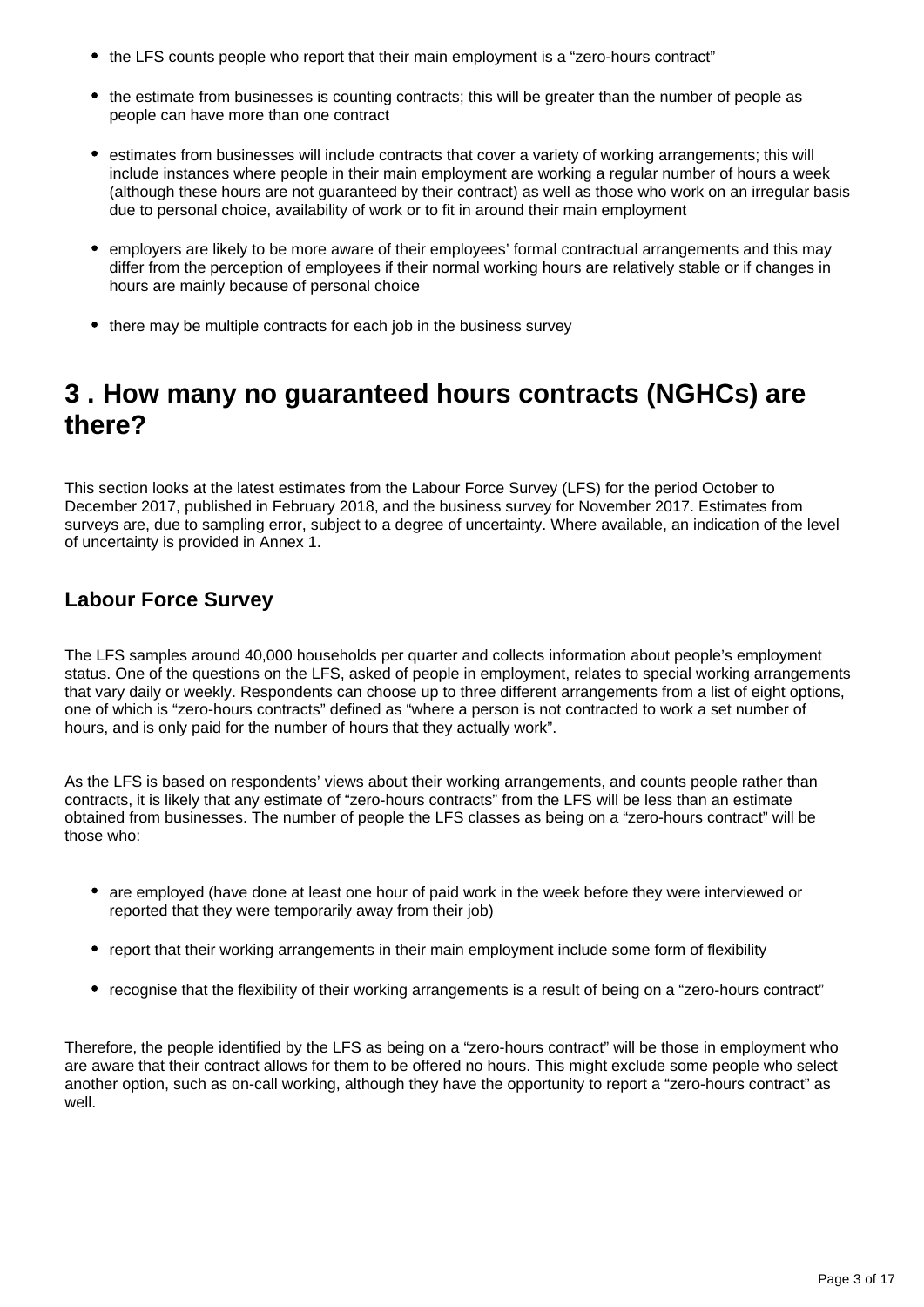- the LFS counts people who report that their main employment is a “zero-hours contract”
- the estimate from businesses is counting contracts; this will be greater than the number of people as people can have more than one contract
- estimates from businesses will include contracts that cover a variety of working arrangements; this will include instances where people in their main employment are working a regular number of hours a week (although these hours are not guaranteed by their contract) as well as those who work on an irregular basis due to personal choice, availability of work or to fit in around their main employment
- employers are likely to be more aware of their employees’ formal contractual arrangements and this may differ from the perception of employees if their normal working hours are relatively stable or if changes in hours are mainly because of personal choice
- there may be multiple contracts for each job in the business survey

## 3 . How many no guaranteed hours contracts (NGHCs) are there?

This section looks at the latest estimates from the Labour Force Survey (LFS) for the period October to December 2017, published in February 2018, and the business survey for November 2017. Estimates from surveys are, due to sampling error, subject to a degree of uncertainty. Where available, an indication of the level of uncertainty is provided in Annex 1.

### Labour Force Survey

The LFS samples around 40,000 households per quarter and collects information about people’s employment status. One of the questions on the LFS, asked of people in employment, relates to special working arrangements that vary daily or weekly. Respondents can choose up to three different arrangements from a list of eight options, one of which is “zero-hours contracts” defined as “where a person is not contracted to work a set number of hours, and is only paid for the number of hours that they actually work”.

As the LFS is based on respondents’ views about their working arrangements, and counts people rather than contracts, it is likely that any estimate of “zero-hours contracts” from the LFS will be less than an estimate obtained from businesses. The number of people the LFS classes as being on a “zero-hours contract” will be those who:

- are employed (have done at least one hour of paid work in the week before they were interviewed or reported that they were temporarily away from their job)
- report that their working arrangements in their main employment include some form of flexibility
- recognise that the flexibility of their working arrangements is a result of being on a “zero-hours contract”

Therefore, the people identified by the LFS as being on a “zero-hours contract” will be those in employment who are aware that their contract allows for them to be offered no hours. This might exclude some people who select another option, such as on-call working, although they have the opportunity to report a “zero-hours contract” as well.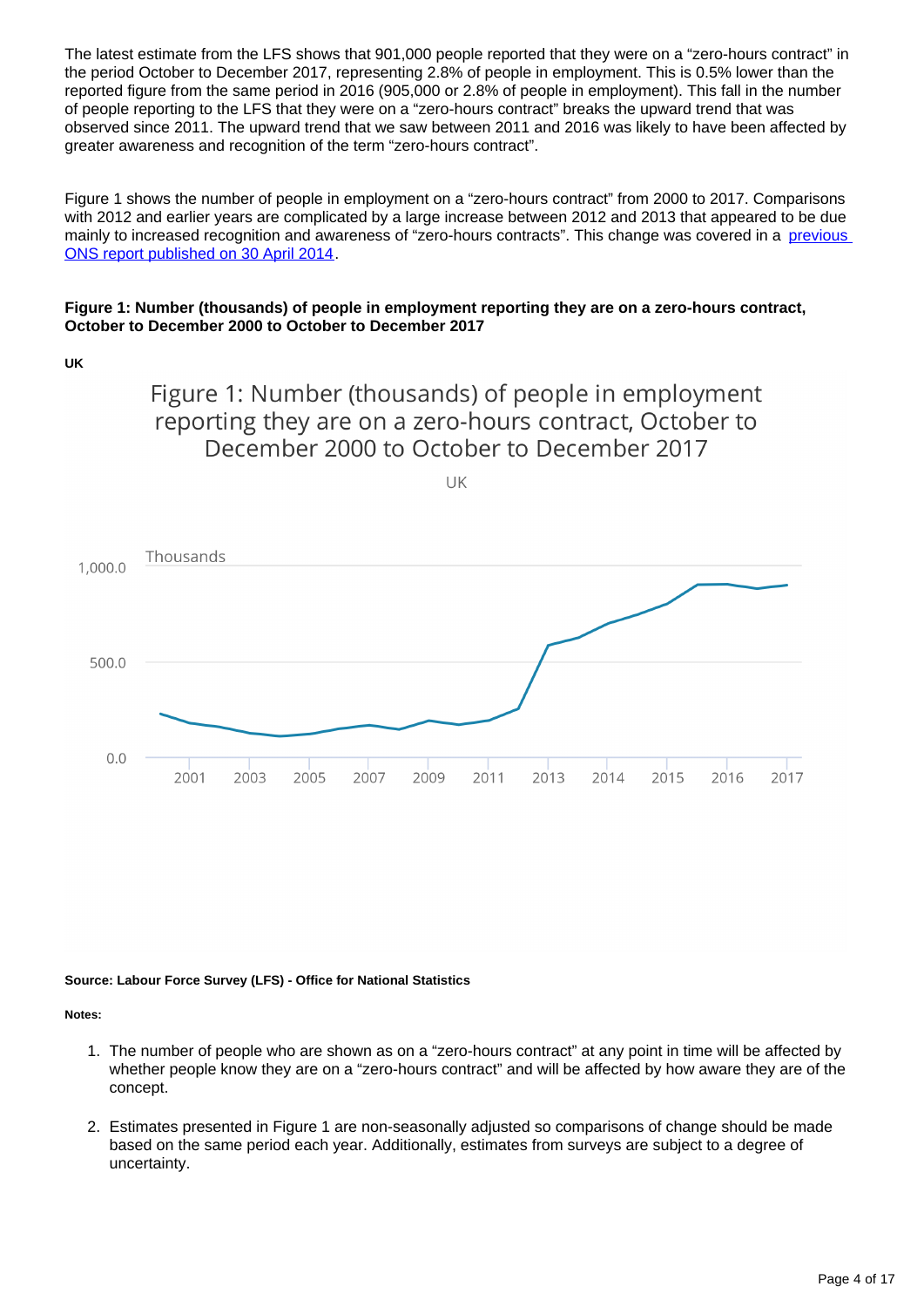The latest estimate from the LFS shows that 901,000 people reported that they were on a “zero-hours contract” in the period October to December 2017, representing 2.8% of people in employment. This is 0.5% lower than the reported figure from the same period in 2016 (905,000 or 2.8% of people in employment). This fall in the number of people reporting to the LFS that they were on a “zero-hours contract” breaks the upward trend that was observed since 2011. The upward trend that we saw between 2011 and 2016 was likely to have been affected by greater awareness and recognition of the term “zero-hours contract”.

Figure 1 shows the number of people in employment on a “zero-hours contract” from 2000 to 2017. Comparisons with 2012 and earlier years are complicated by a large increase between 2012 and 2013 that appeared to be due mainly to increased recognition and awareness of “zero-hours contracts”. This change was covered in a [previous ONS report published on 30 April 2014](#).

**Figure 1: Number (thousands) of people in employment reporting they are on a zero-hours contract, October to December 2000 to October to December 2017**

**UK**

**Source: Labour Force Survey (LFS) - Office for National Statistics**

**Notes:**

1. The number of people who are shown as on a “zero-hours contract” at any point in time will be affected by whether people know they are on a “zero-hours contract” and will be affected by how aware they are of the concept.

2. Estimates presented in Figure 1 are non-seasonally adjusted so comparisons of change should be made based on the same period each year. Additionally, estimates from surveys are subject to a degree of uncertainty.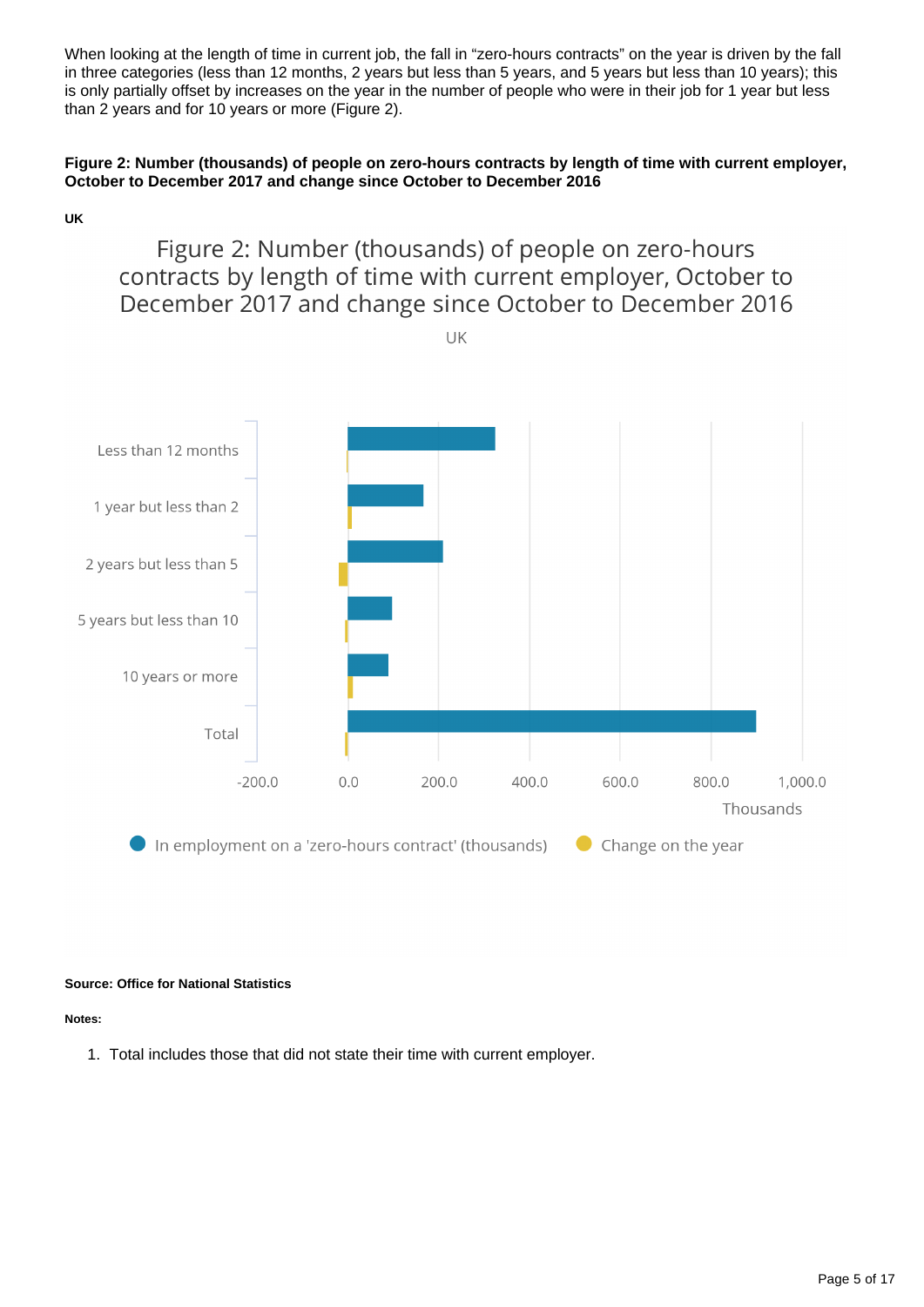When looking at the length of time in current job, the fall in “zero-hours contracts” on the year is driven by the fall in three categories (less than 12 months, 2 years but less than 5 years, and 5 years but less than 10 years); this is only partially offset by increases on the year in the number of people who were in their job for 1 year but less than 2 years and for 10 years or more (Figure 2).

**Figure 2: Number (thousands) of people on zero-hours contracts by length of time with current employer, October to December 2017 and change since October to December 2016**

**UK**

Figure 2: Number (thousands) of people on zero-hours contracts by length of time with current employer, October to December 2017 and change since October to December 2016

UK

Less than 12 months
1 year but less than 2
2 years but less than 5
5 years but less than 10
10 years or more
Total

-200.0 0.0 200.0 400.0 600.0 800.0 1,000.0

Thousands

In employment on a 'zero-hours contract' (thousands) Change on the year

**Source: Office for National Statistics**

**Notes:**

1. Total includes those that did not state their time with current employer.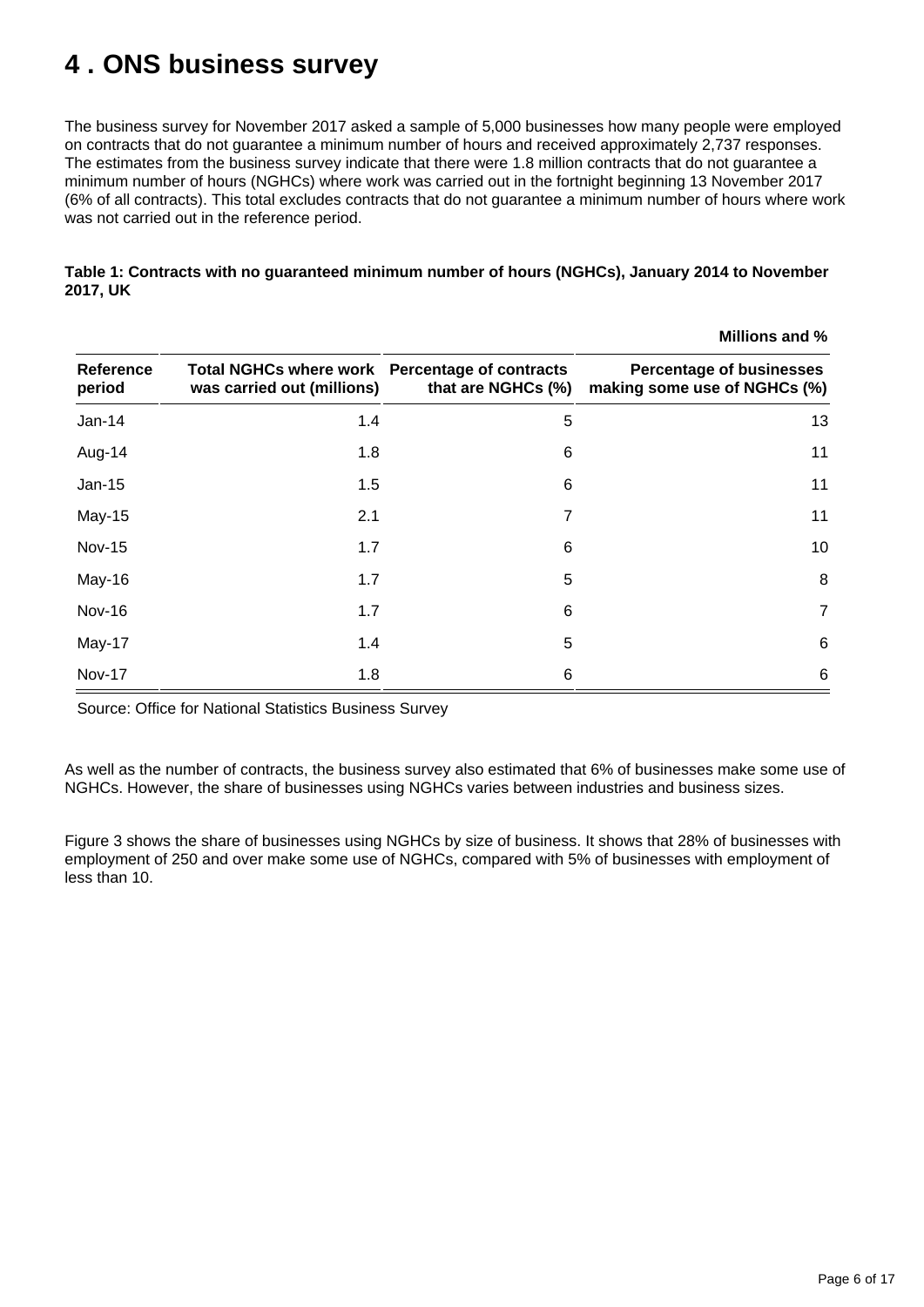# 4 . ONS business survey

The business survey for November 2017 asked a sample of 5,000 businesses how many people were employed on contracts that do not guarantee a minimum number of hours and received approximately 2,737 responses. The estimates from the business survey indicate that there were 1.8 million contracts that do not guarantee a minimum number of hours (NGHCs) where work was carried out in the fortnight beginning 13 November 2017 (6% of all contracts). This total excludes contracts that do not guarantee a minimum number of hours where work was not carried out in the reference period.

**Table 1: Contracts with no guaranteed minimum number of hours (NGHCs), January 2014 to November 2017, UK**

**Millions and %**

| Reference period | Total NGHCs where work was carried out (millions) | Percentage of contracts that are NGHCs (%) | Percentage of businesses making some use of NGHCs (%) |
|---|---|---|---|
| Jan-14 | 1.4 | 5 | 13 |
| Aug-14 | 1.8 | 6 | 11 |
| Jan-15 | 1.5 | 6 | 11 |
| May-15 | 2.1 | 7 | 11 |
| Nov-15 | 1.7 | 6 | 10 |
| May-16 | 1.7 | 5 | 8 |
| Nov-16 | 1.7 | 6 | 7 |
| May-17 | 1.4 | 5 | 6 |
| Nov-17 | 1.8 | 6 | 6 |

Source: Office for National Statistics Business Survey

As well as the number of contracts, the business survey also estimated that 6% of businesses make some use of NGHCs. However, the share of businesses using NGHCs varies between industries and business sizes.

Figure 3 shows the share of businesses using NGHCs by size of business. It shows that 28% of businesses with employment of 250 and over make some use of NGHCs, compared with 5% of businesses with employment of less than 10.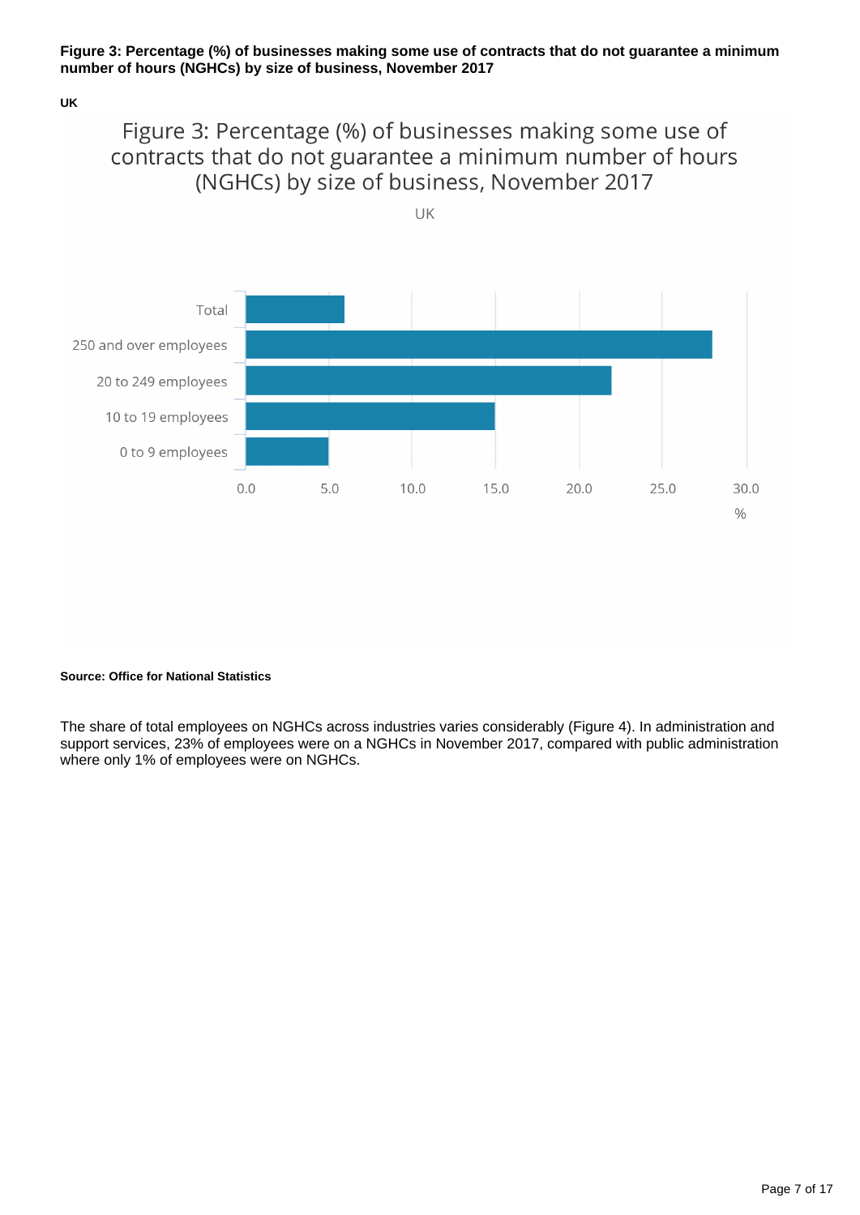**Figure 3: Percentage (%) of businesses making some use of contracts that do not guarantee a minimum number of hours (NGHCs) by size of business, November 2017**

**UK**

Figure 3: Percentage (%) of businesses making some use of contracts that do not guarantee a minimum number of hours (NGHCs) by size of business, November 2017

UK

| Size of business | % |
|---|---|
| Total | 6 |
| 250 and over employees | 28 |
| 20 to 249 employees | 22 |
| 10 to 19 employees | 15 |
| 0 to 9 employees | 5 |

**Source: Office for National Statistics**

The share of total employees on NGHCs across industries varies considerably (Figure 4). In administration and support services, 23% of employees were on a NGHCs in November 2017, compared with public administration where only 1% of employees were on NGHCs.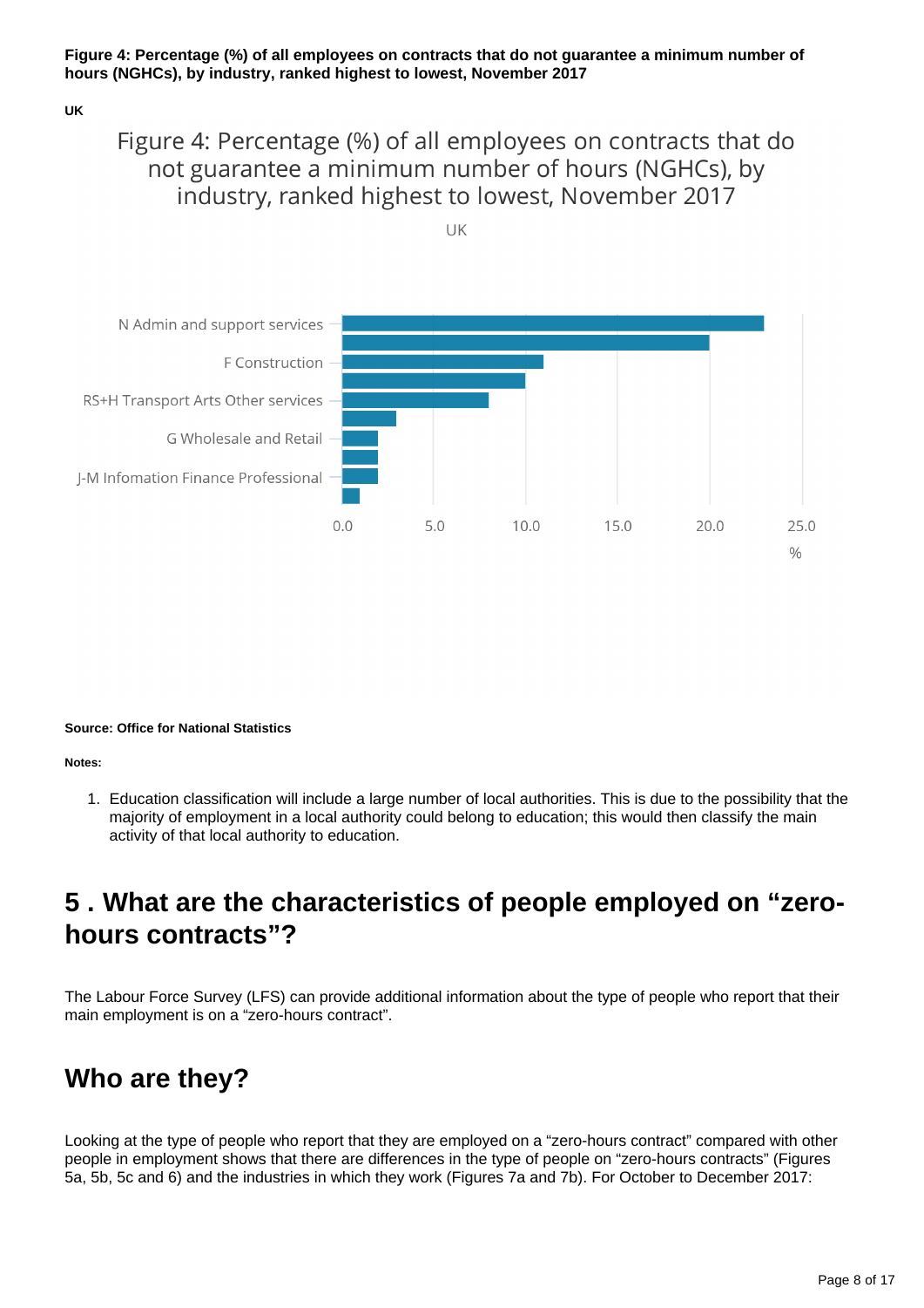**Figure 4: Percentage (%) of all employees on contracts that do not guarantee a minimum number of hours (NGHCs), by industry, ranked highest to lowest, November 2017**

**UK**

Figure 4: Percentage (%) of all employees on contracts that do not guarantee a minimum number of hours (NGHCs), by industry, ranked highest to lowest, November 2017

UK

N Admin and support services

F Construction

RS+H Transport Arts Other services

G Wholesale and Retail

J-M Infomation Finance Professional

0.0 5.0 10.0 15.0 20.0 25.0

%

**Source: Office for National Statistics**

**Notes:**

1. Education classification will include a large number of local authorities. This is due to the possibility that the majority of employment in a local authority could belong to education; this would then classify the main activity of that local authority to education.

## 5 . What are the characteristics of people employed on "zero-hours contracts"?

The Labour Force Survey (LFS) can provide additional information about the type of people who report that their main employment is on a "zero-hours contract".

## Who are they?

Looking at the type of people who report that they are employed on a "zero-hours contract" compared with other people in employment shows that there are differences in the type of people on "zero-hours contracts" (Figures 5a, 5b, 5c and 6) and the industries in which they work (Figures 7a and 7b). For October to December 2017: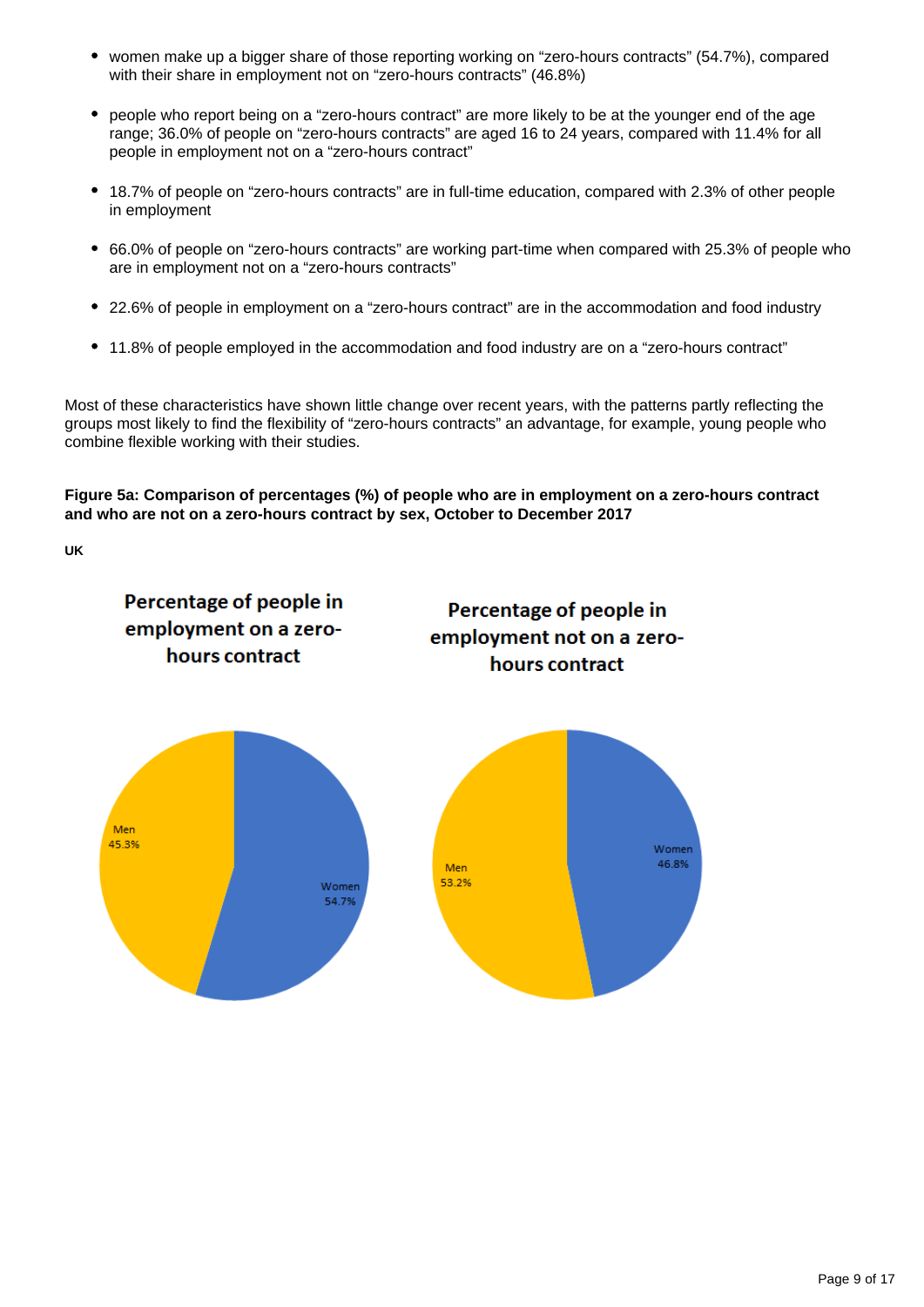- women make up a bigger share of those reporting working on "zero-hours contracts" (54.7%), compared with their share in employment not on "zero-hours contracts" (46.8%)
- people who report being on a "zero-hours contract" are more likely to be at the younger end of the age range; 36.0% of people on "zero-hours contracts" are aged 16 to 24 years, compared with 11.4% for all people in employment not on a "zero-hours contract"
- 18.7% of people on "zero-hours contracts" are in full-time education, compared with 2.3% of other people in employment
- 66.0% of people on "zero-hours contracts" are working part-time when compared with 25.3% of people who are in employment not on a "zero-hours contracts"
- 22.6% of people in employment on a "zero-hours contract" are in the accommodation and food industry
- 11.8% of people employed in the accommodation and food industry are on a "zero-hours contract"

Most of these characteristics have shown little change over recent years, with the patterns partly reflecting the groups most likely to find the flexibility of "zero-hours contracts" an advantage, for example, young people who combine flexible working with their studies.

**Figure 5a: Comparison of percentages (%) of people who are in employment on a zero-hours contract and who are not on a zero-hours contract by sex, October to December 2017**

**UK**

Percentage of people in employment on a zero-hours contract

Men 45.3%

Women 54.7%

Percentage of people in employment not on a zero-hours contract

Men 53.2%

Women 46.8%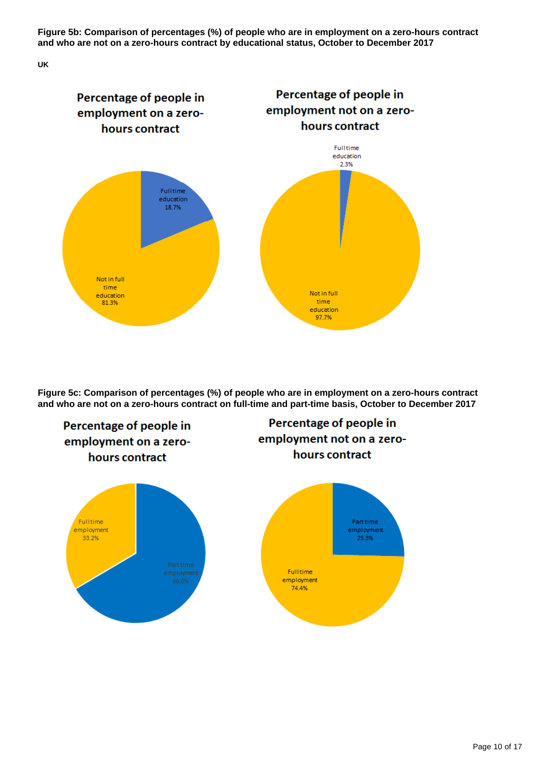**Figure 5b: Comparison of percentages (%) of people who are in employment on a zero-hours contract and who are not on a zero-hours contract by educational status, October to December 2017**

**UK**

Percentage of people in employment on a zero-hours contract

Full time education 18.7%

Not in full time education 81.3%

Percentage of people in employment not on a zero-hours contract

Full time education 2.3%

Not in full time education 97.7%

**Figure 5c: Comparison of percentages (%) of people who are in employment on a zero-hours contract and who are not on a zero-hours contract on full-time and part-time basis, October to December 2017**

Percentage of people in employment on a zero-hours contract

Full time employment 33.2%

Part time employment 66.0%

Percentage of people in employment not on a zero-hours contract

Part time employment 25.3%

Full time employment 74.4%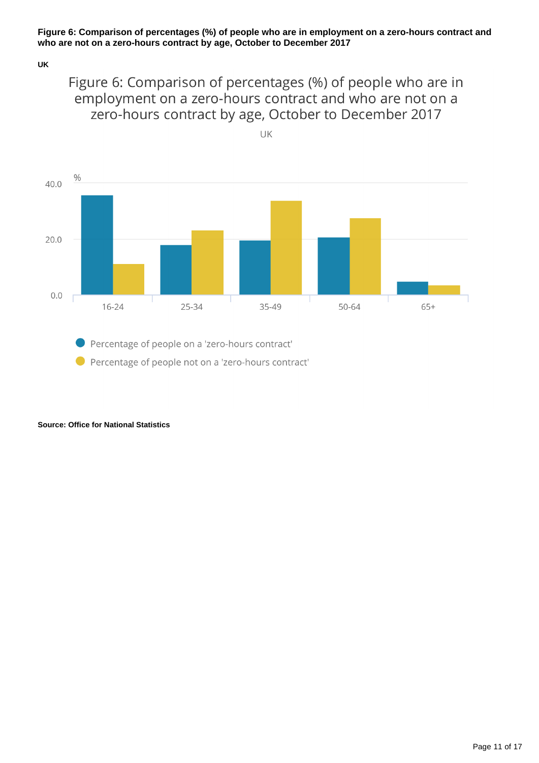**Figure 6: Comparison of percentages (%) of people who are in employment on a zero-hours contract and who are not on a zero-hours contract by age, October to December 2017**

**UK**

Figure 6: Comparison of percentages (%) of people who are in employment on a zero-hours contract and who are not on a zero-hours contract by age, October to December 2017

UK

%

40.0

20.0

0.0

16-24 | 25-34 | 35-49 | 50-64 | 65+

Percentage of people on a 'zero-hours contract'

Percentage of people not on a 'zero-hours contract'

**Source: Office for National Statistics**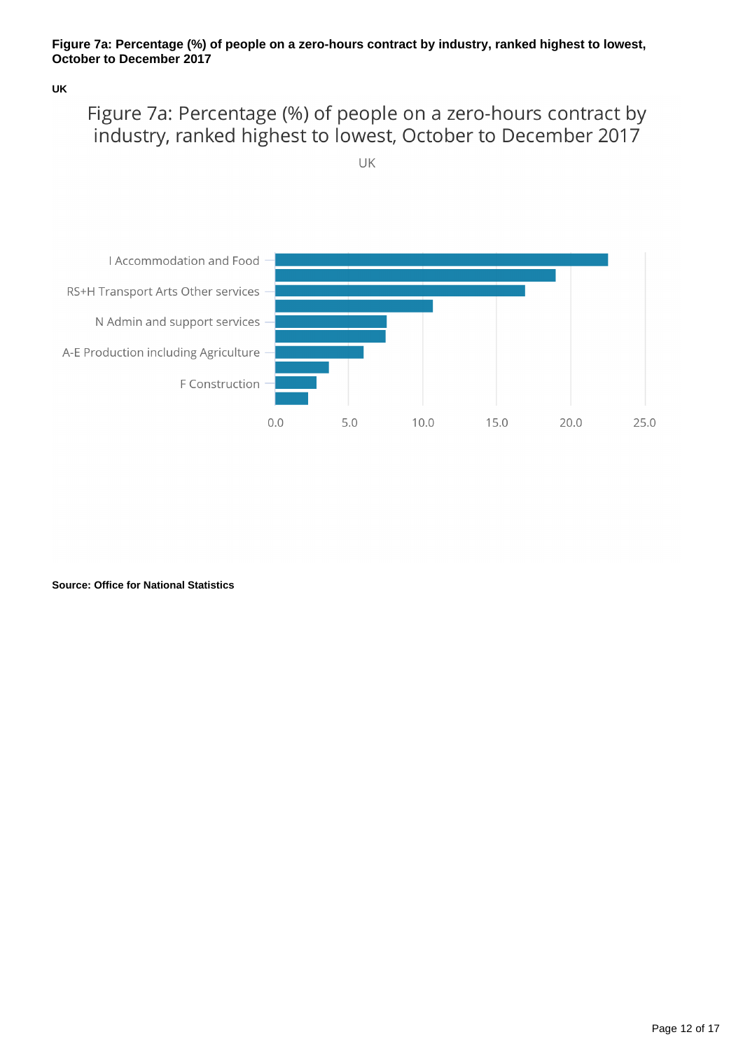**Figure 7a: Percentage (%) of people on a zero-hours contract by industry, ranked highest to lowest, October to December 2017**

**UK**

Figure 7a: Percentage (%) of people on a zero-hours contract by industry, ranked highest to lowest, October to December 2017

UK

I Accommodation and Food

RS+H Transport Arts Other services

N Admin and support services

A-E Production including Agriculture

F Construction

0.0 5.0 10.0 15.0 20.0 25.0

**Source: Office for National Statistics**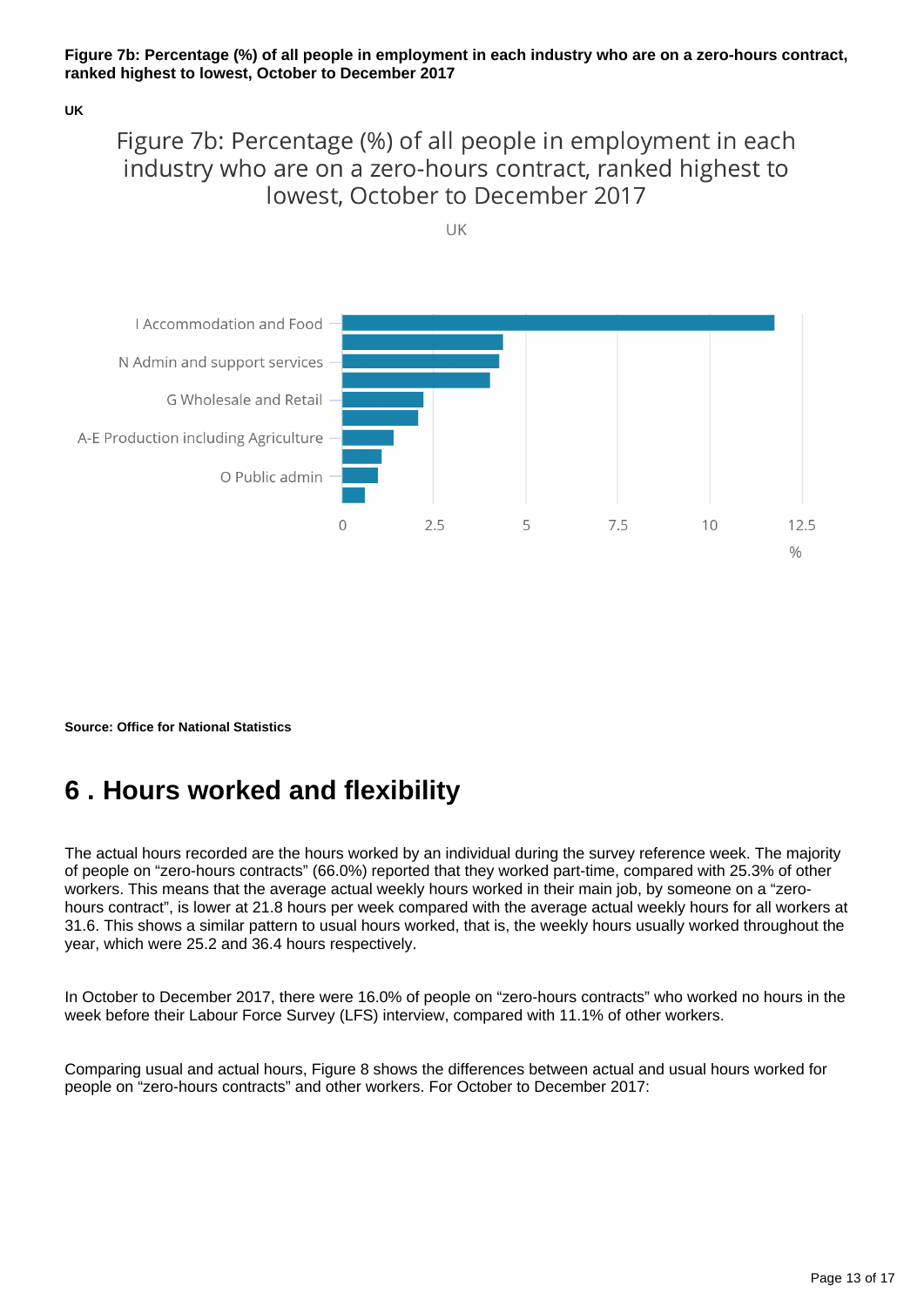**Figure 7b: Percentage (%) of all people in employment in each industry who are on a zero-hours contract, ranked highest to lowest, October to December 2017**

**UK**

Figure 7b: Percentage (%) of all people in employment in each industry who are on a zero-hours contract, ranked highest to lowest, October to December 2017

UK

I Accommodation and Food

N Admin and support services

G Wholesale and Retail

A-E Production including Agriculture

O Public admin

0 2.5 5 7.5 10 12.5

%

**Source: Office for National Statistics**

# 6 . Hours worked and flexibility

The actual hours recorded are the hours worked by an individual during the survey reference week. The majority of people on "zero-hours contracts" (66.0%) reported that they worked part-time, compared with 25.3% of other workers. This means that the average actual weekly hours worked in their main job, by someone on a "zero-hours contract", is lower at 21.8 hours per week compared with the average actual weekly hours for all workers at 31.6. This shows a similar pattern to usual hours worked, that is, the weekly hours usually worked throughout the year, which were 25.2 and 36.4 hours respectively.

In October to December 2017, there were 16.0% of people on "zero-hours contracts" who worked no hours in the week before their Labour Force Survey (LFS) interview, compared with 11.1% of other workers.

Comparing usual and actual hours, Figure 8 shows the differences between actual and usual hours worked for people on "zero-hours contracts" and other workers. For October to December 2017: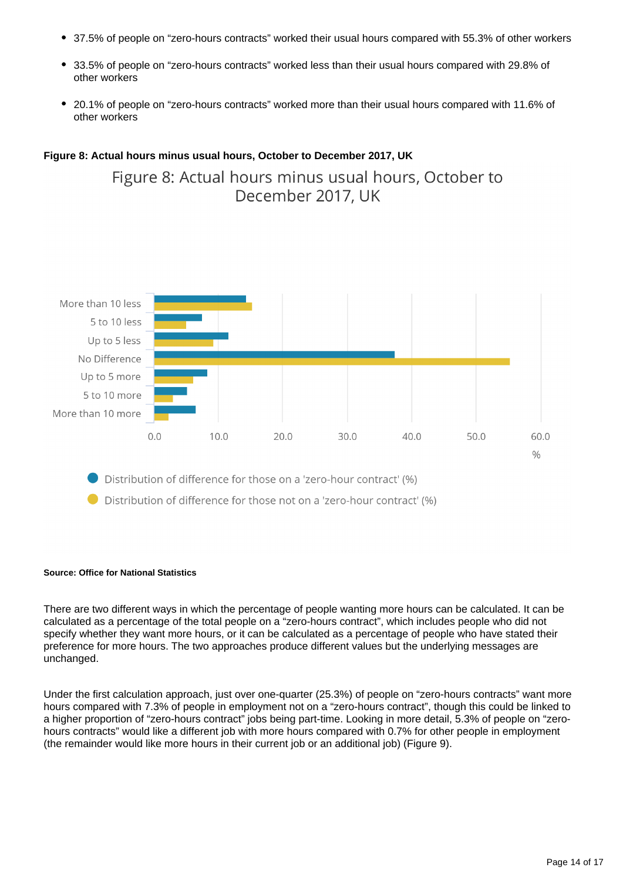- 37.5% of people on “zero-hours contracts” worked their usual hours compared with 55.3% of other workers
- 33.5% of people on “zero-hours contracts” worked less than their usual hours compared with 29.8% of other workers
- 20.1% of people on “zero-hours contracts” worked more than their usual hours compared with 11.6% of other workers

**Figure 8: Actual hours minus usual hours, October to December 2017, UK**

Figure 8: Actual hours minus usual hours, October to December 2017, UK

Distribution of difference for those on a 'zero-hour contract' (%)

Distribution of difference for those not on a 'zero-hour contract' (%)

**Source: Office for National Statistics**

There are two different ways in which the percentage of people wanting more hours can be calculated. It can be calculated as a percentage of the total people on a “zero-hours contract”, which includes people who did not specify whether they want more hours, or it can be calculated as a percentage of people who have stated their preference for more hours. The two approaches produce different values but the underlying messages are unchanged.

Under the first calculation approach, just over one-quarter (25.3%) of people on “zero-hours contracts” want more hours compared with 7.3% of people in employment not on a “zero-hours contract”, though this could be linked to a higher proportion of “zero-hours contract” jobs being part-time. Looking in more detail, 5.3% of people on “zero-hours contracts” would like a different job with more hours compared with 0.7% for other people in employment (the remainder would like more hours in their current job or an additional job) (Figure 9).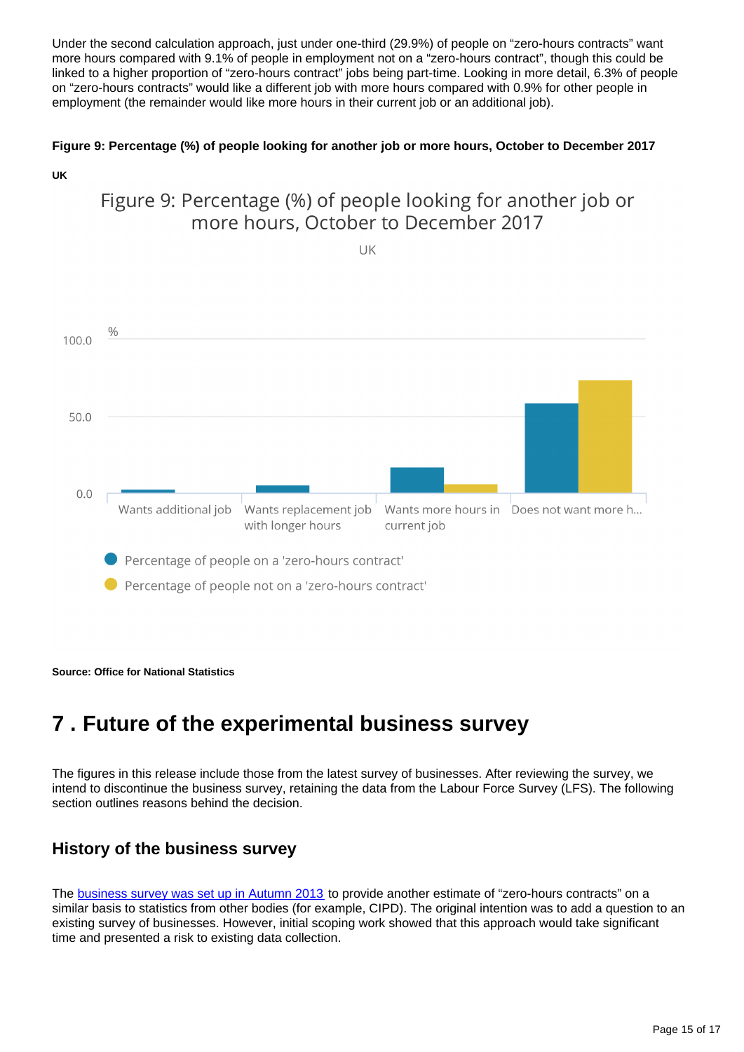Under the second calculation approach, just under one-third (29.9%) of people on “zero-hours contracts” want more hours compared with 9.1% of people in employment not on a “zero-hours contract”, though this could be linked to a higher proportion of “zero-hours contract” jobs being part-time. Looking in more detail, 6.3% of people on “zero-hours contracts” would like a different job with more hours compared with 0.9% for other people in employment (the remainder would like more hours in their current job or an additional job).

**Figure 9: Percentage (%) of people looking for another job or more hours, October to December 2017**

**UK**

Figure 9: Percentage (%) of people looking for another job or more hours, October to December 2017

UK

%

100.0

50.0

0.0

Wants additional job | Wants replacement job with longer hours | Wants more hours in current job | Does not want more h...

Percentage of people on a 'zero-hours contract'

Percentage of people not on a 'zero-hours contract'

**Source: Office for National Statistics**

# 7 . Future of the experimental business survey

The figures in this release include those from the latest survey of businesses. After reviewing the survey, we intend to discontinue the business survey, retaining the data from the Labour Force Survey (LFS). The following section outlines reasons behind the decision.

## History of the business survey

The business survey was set up in Autumn 2013 to provide another estimate of “zero-hours contracts” on a similar basis to statistics from other bodies (for example, CIPD). The original intention was to add a question to an existing survey of businesses. However, initial scoping work showed that this approach would take significant time and presented a risk to existing data collection.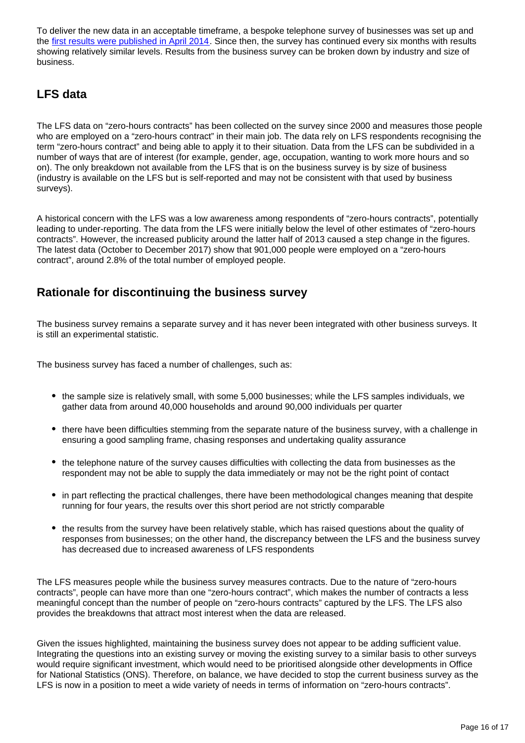To deliver the new data in an acceptable timeframe, a bespoke telephone survey of businesses was set up and the [first results were published in April 2014](). Since then, the survey has continued every six months with results showing relatively similar levels. Results from the business survey can be broken down by industry and size of business.

## LFS data

The LFS data on "zero-hours contracts" has been collected on the survey since 2000 and measures those people who are employed on a "zero-hours contract" in their main job. The data rely on LFS respondents recognising the term "zero-hours contract" and being able to apply it to their situation. Data from the LFS can be subdivided in a number of ways that are of interest (for example, gender, age, occupation, wanting to work more hours and so on). The only breakdown not available from the LFS that is on the business survey is by size of business (industry is available on the LFS but is self-reported and may not be consistent with that used by business surveys).

A historical concern with the LFS was a low awareness among respondents of "zero-hours contracts", potentially leading to under-reporting. The data from the LFS were initially below the level of other estimates of "zero-hours contracts". However, the increased publicity around the latter half of 2013 caused a step change in the figures. The latest data (October to December 2017) show that 901,000 people were employed on a "zero-hours contract", around 2.8% of the total number of employed people.

## Rationale for discontinuing the business survey

The business survey remains a separate survey and it has never been integrated with other business surveys. It is still an experimental statistic.

The business survey has faced a number of challenges, such as:

- the sample size is relatively small, with some 5,000 businesses; while the LFS samples individuals, we gather data from around 40,000 households and around 90,000 individuals per quarter
- there have been difficulties stemming from the separate nature of the business survey, with a challenge in ensuring a good sampling frame, chasing responses and undertaking quality assurance
- the telephone nature of the survey causes difficulties with collecting the data from businesses as the respondent may not be able to supply the data immediately or may not be the right point of contact
- in part reflecting the practical challenges, there have been methodological changes meaning that despite running for four years, the results over this short period are not strictly comparable
- the results from the survey have been relatively stable, which has raised questions about the quality of responses from businesses; on the other hand, the discrepancy between the LFS and the business survey has decreased due to increased awareness of LFS respondents

The LFS measures people while the business survey measures contracts. Due to the nature of "zero-hours contracts", people can have more than one "zero-hours contract", which makes the number of contracts a less meaningful concept than the number of people on "zero-hours contracts" captured by the LFS. The LFS also provides the breakdowns that attract most interest when the data are released.

Given the issues highlighted, maintaining the business survey does not appear to be adding sufficient value. Integrating the questions into an existing survey or moving the existing survey to a similar basis to other surveys would require significant investment, which would need to be prioritised alongside other developments in Office for National Statistics (ONS). Therefore, on balance, we have decided to stop the current business survey as the LFS is now in a position to meet a wide variety of needs in terms of information on "zero-hours contracts".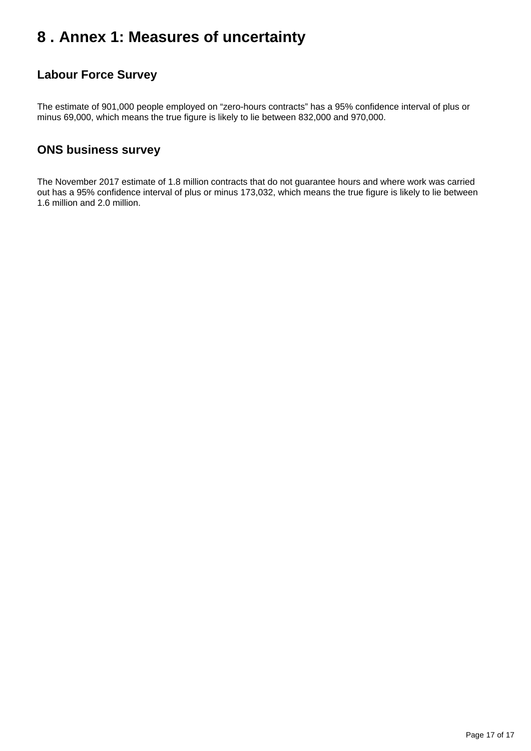# 8 . Annex 1: Measures of uncertainty

## Labour Force Survey

The estimate of 901,000 people employed on “zero-hours contracts” has a 95% confidence interval of plus or minus 69,000, which means the true figure is likely to lie between 832,000 and 970,000.

## ONS business survey

The November 2017 estimate of 1.8 million contracts that do not guarantee hours and where work was carried out has a 95% confidence interval of plus or minus 173,032, which means the true figure is likely to lie between 1.6 million and 2.0 million.